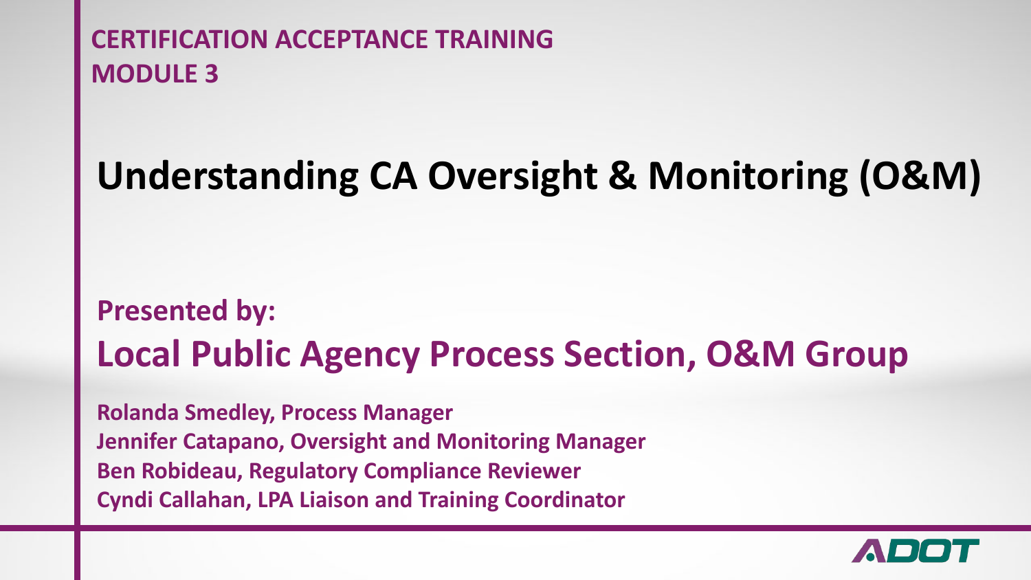**CERTIFICATION ACCEPTANCE TRAINING**
**MODULE 3**

# Understanding CA Oversight & Monitoring (O&M)

**Presented by:**

## Local Public Agency Process Section, O&M Group

**Rolanda Smedley, Process Manager**
**Jennifer Catapano, Oversight and Monitoring Manager**
**Ben Robideau, Regulatory Compliance Reviewer**
**Cyndi Callahan, LPA Liaison and Training Coordinator**

ADOT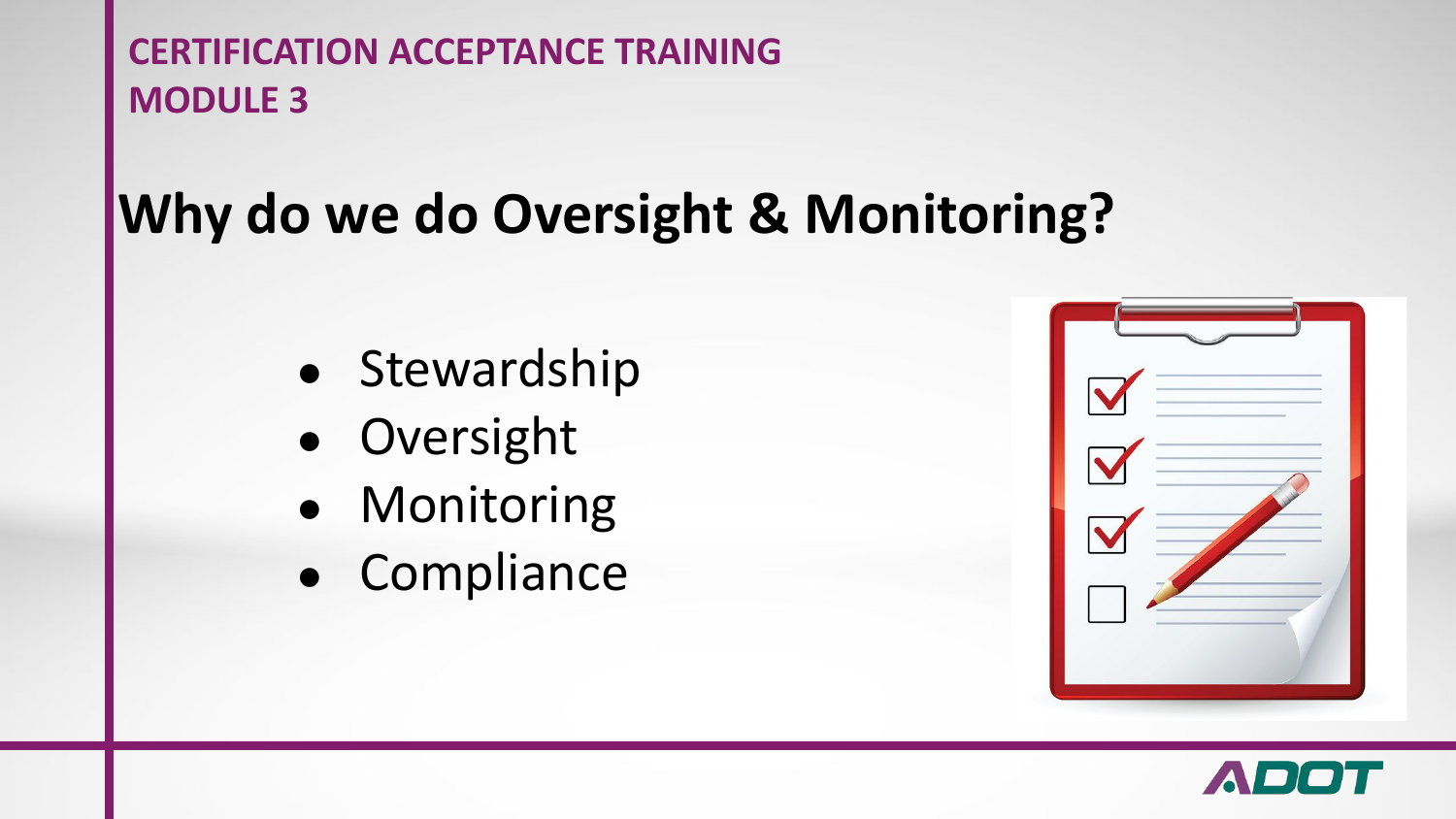CERTIFICATION ACCEPTANCE TRAINING
MODULE 3

# Why do we do Oversight & Monitoring?

- Stewardship
- Oversight
- Monitoring
- Compliance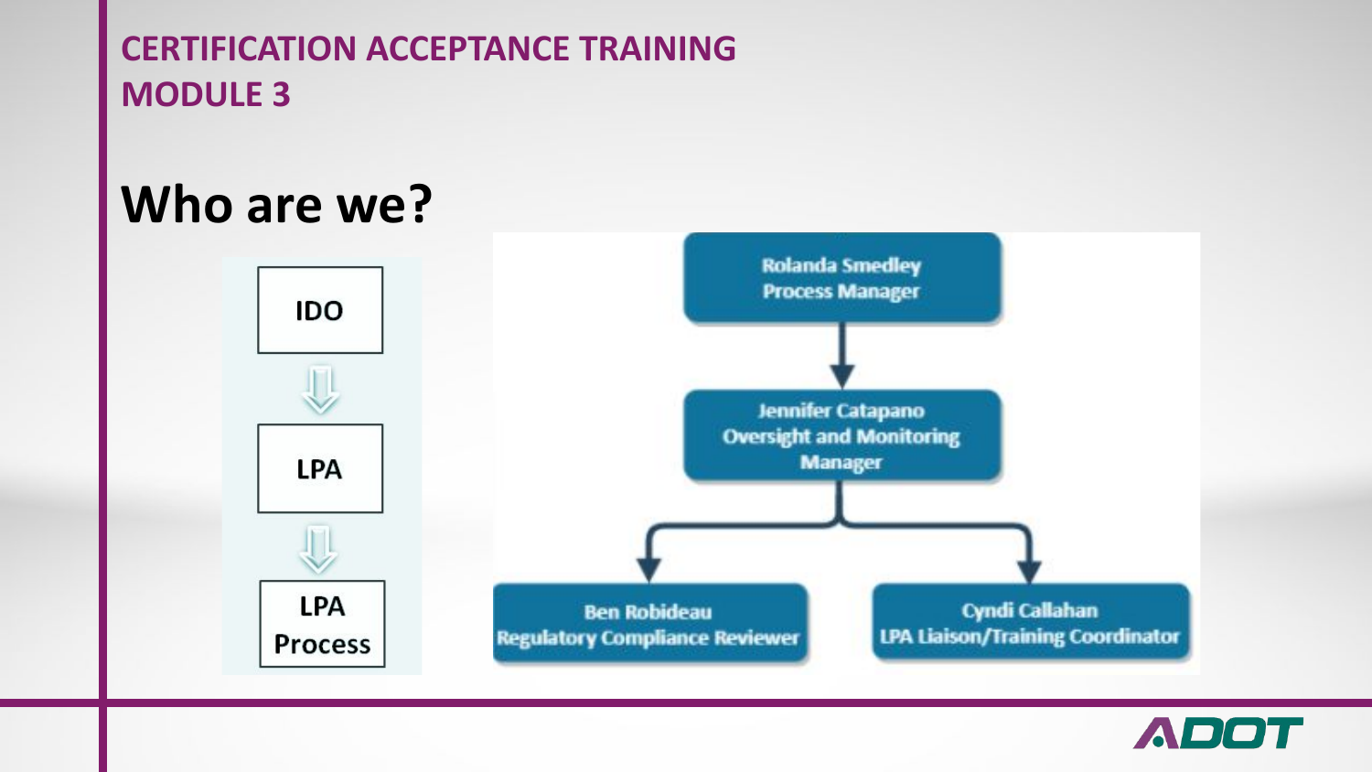**CERTIFICATION ACCEPTANCE TRAINING**
**MODULE 3**

# Who are we?

IDO

↓

LPA

↓

LPA Process

**Rolanda Smedley**
Process Manager

↓

**Jennifer Catapano**
Oversight and Monitoring Manager

↓

**Ben Robideau**
Regulatory Compliance Reviewer

**Cyndi Callahan**
LPA Liaison/Training Coordinator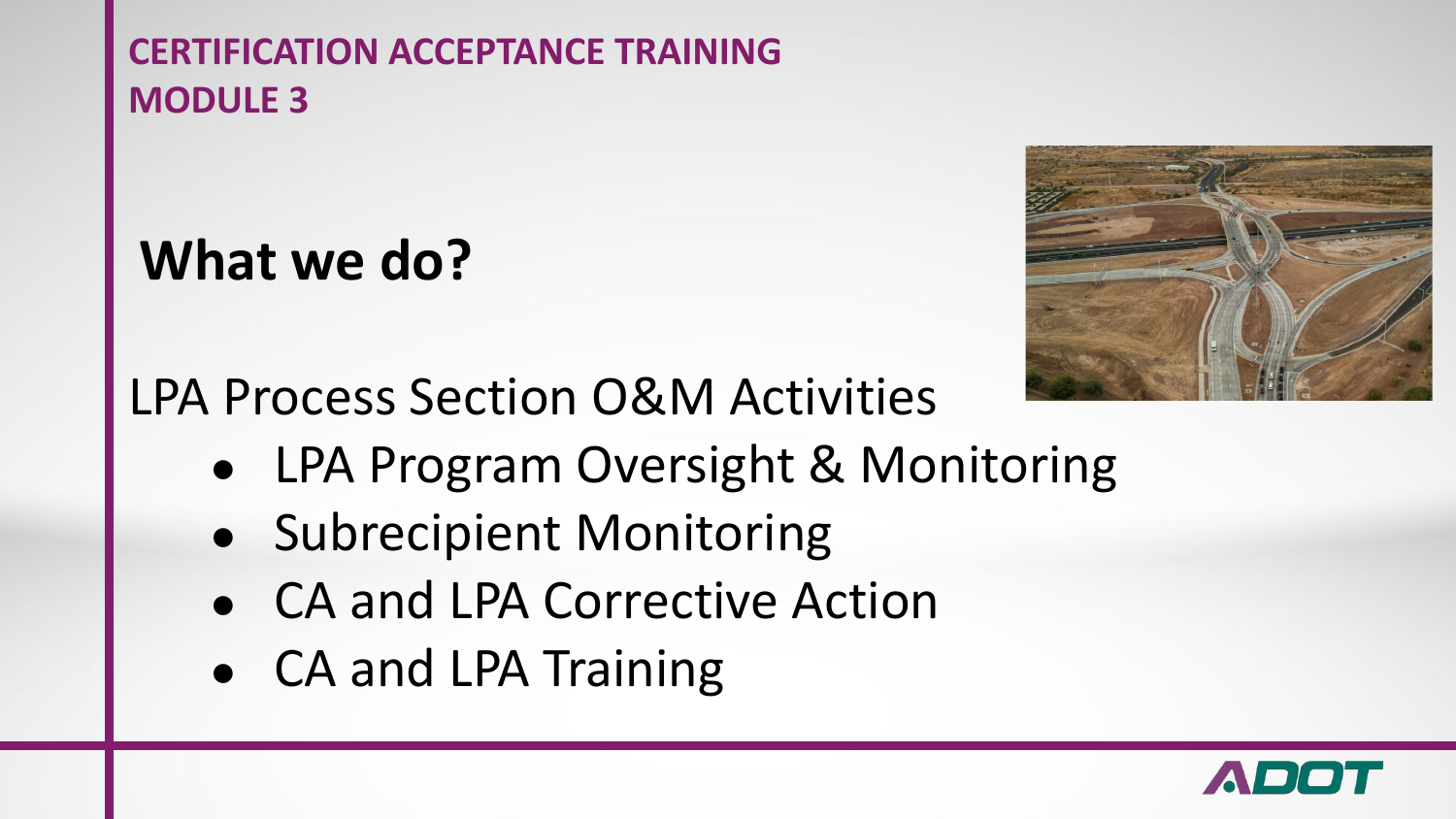CERTIFICATION ACCEPTANCE TRAINING
MODULE 3

# What we do?

LPA Process Section O&M Activities

- LPA Program Oversight & Monitoring
- Subrecipient Monitoring
- CA and LPA Corrective Action
- CA and LPA Training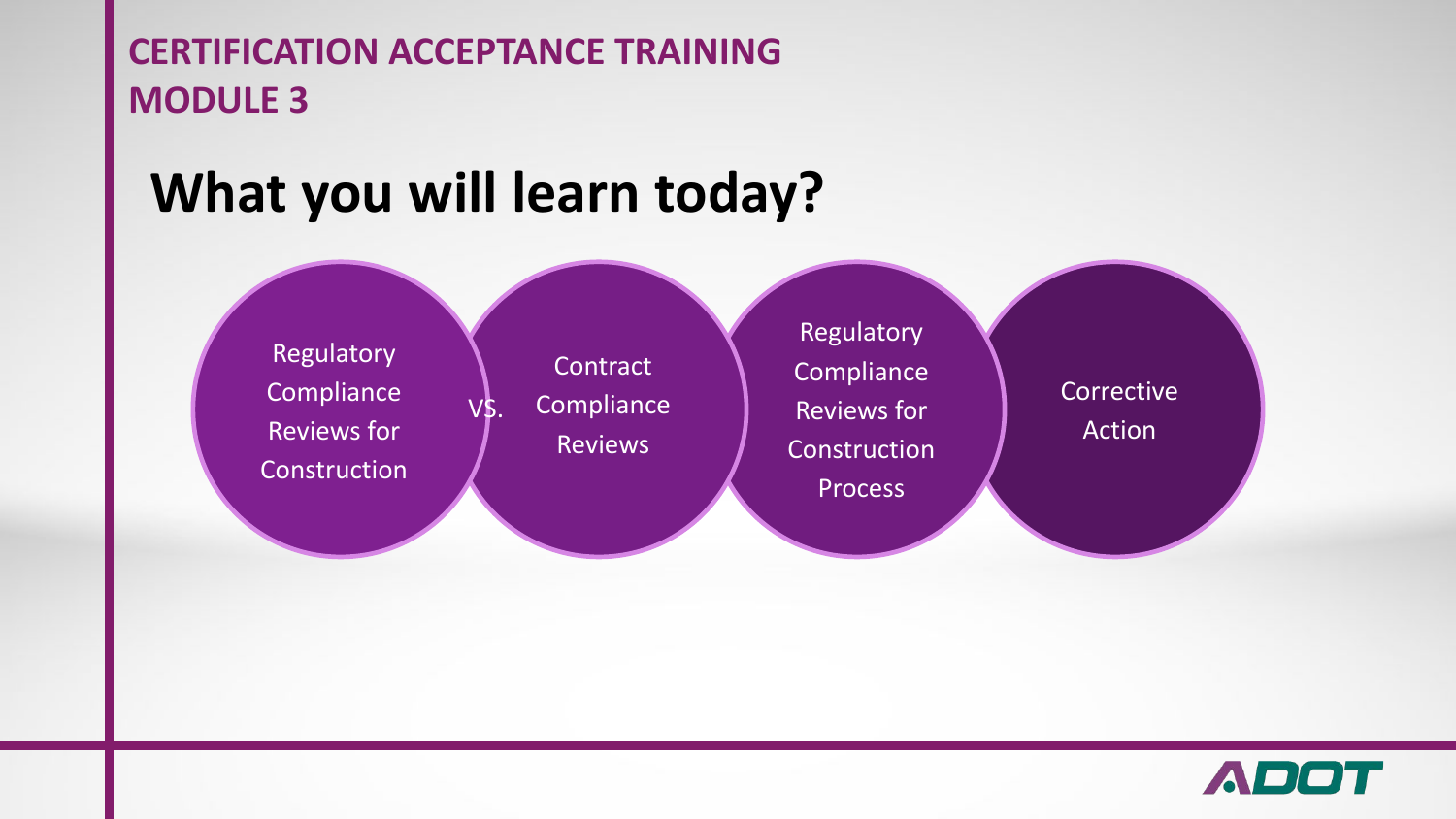CERTIFICATION ACCEPTANCE TRAINING
MODULE 3

# What you will learn today?

- Regulatory Compliance Reviews for Construction VS. Contract Compliance Reviews
- Regulatory Compliance Reviews for Construction Process
- Corrective Action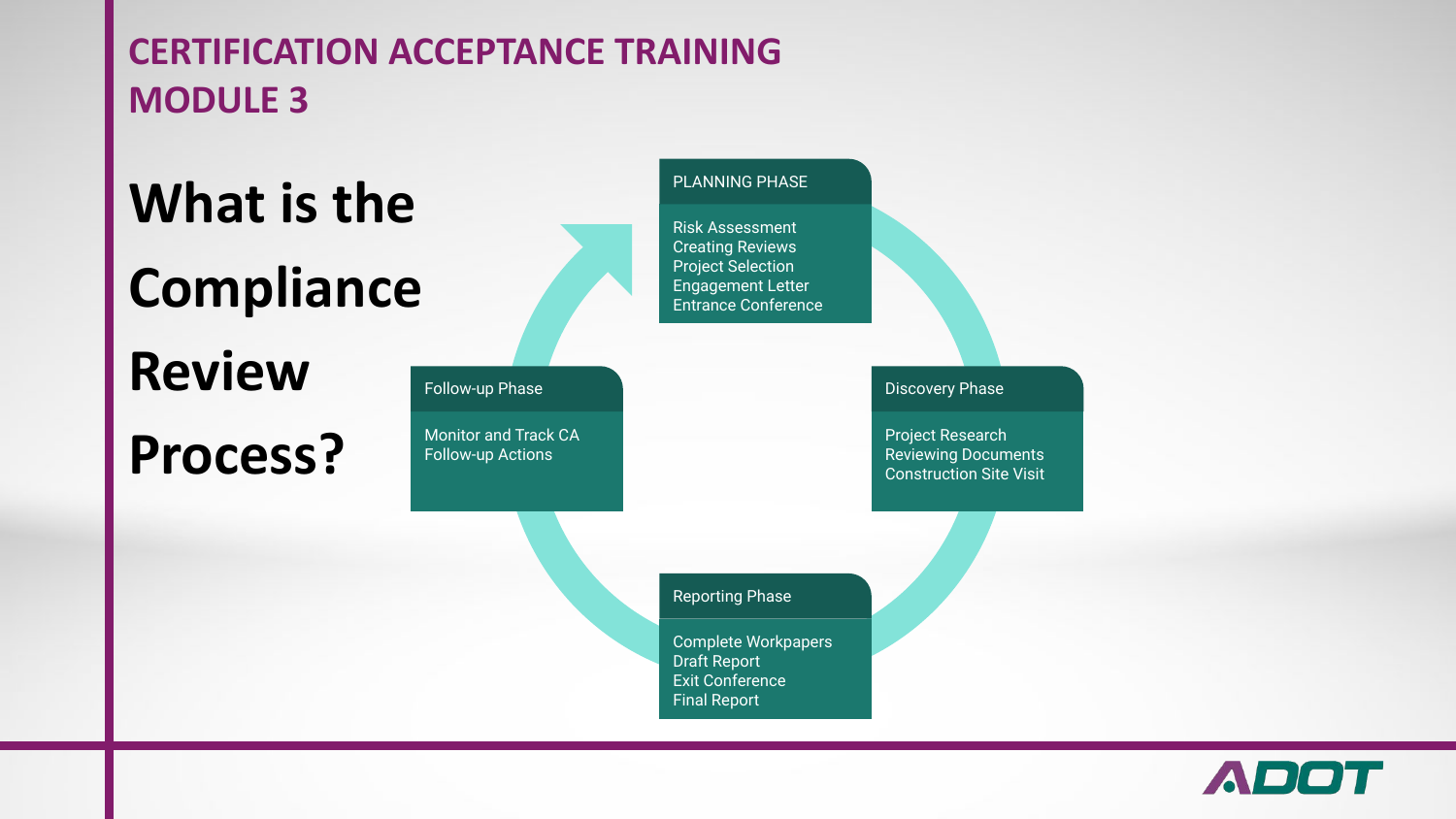# CERTIFICATION ACCEPTANCE TRAINING MODULE 3

## What is the Compliance Review Process?

### PLANNING PHASE

- Risk Assessment
- Creating Reviews
- Project Selection
- Engagement Letter
- Entrance Conference

### Discovery Phase

- Project Research
- Reviewing Documents
- Construction Site Visit

### Reporting Phase

- Complete Workpapers
- Draft Report
- Exit Conference
- Final Report

### Follow-up Phase

- Monitor and Track CA Follow-up Actions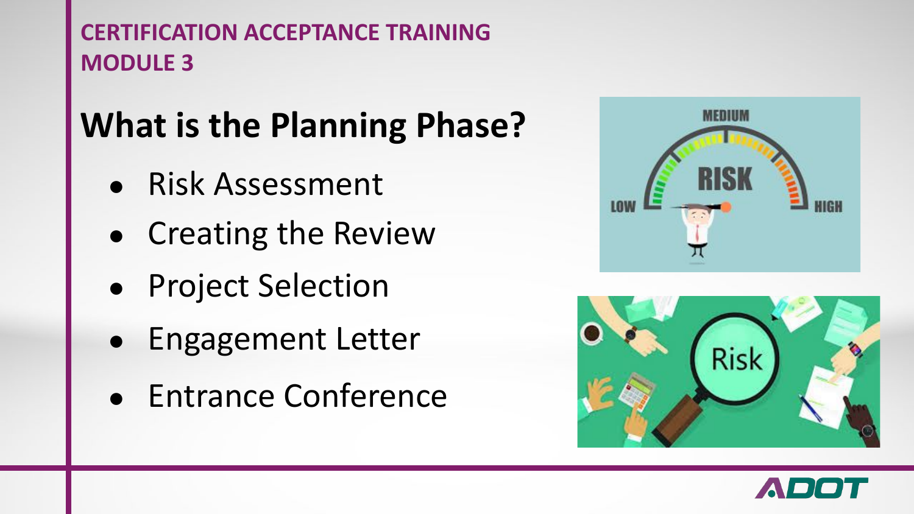**CERTIFICATION ACCEPTANCE TRAINING**
**MODULE 3**

# What is the Planning Phase?

- Risk Assessment
- Creating the Review
- Project Selection
- Engagement Letter
- Entrance Conference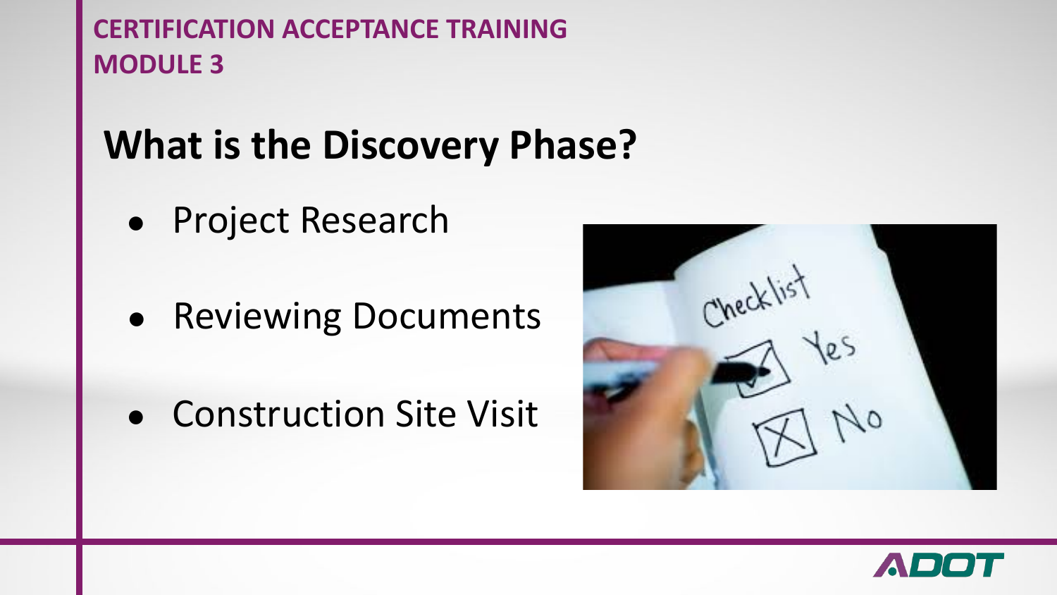CERTIFICATION ACCEPTANCE TRAINING
MODULE 3

# What is the Discovery Phase?

- Project Research
- Reviewing Documents
- Construction Site Visit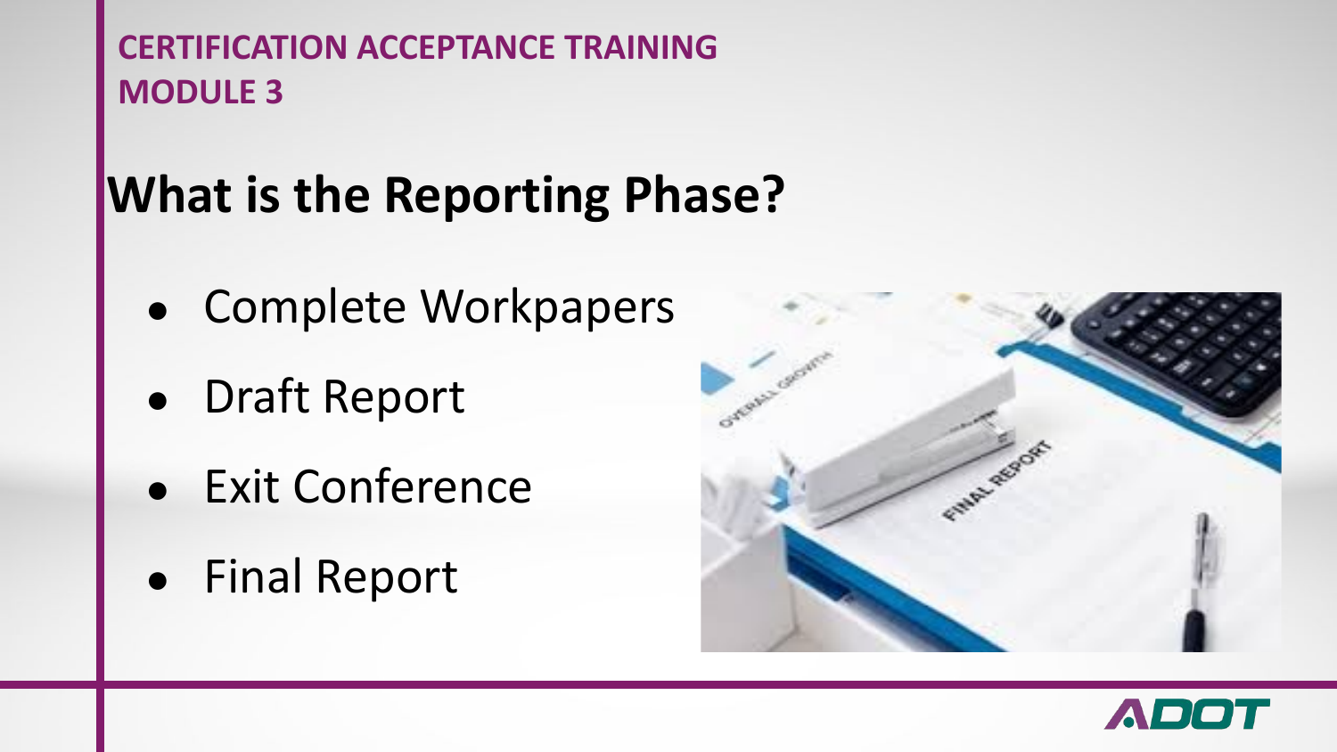CERTIFICATION ACCEPTANCE TRAINING
MODULE 3

# What is the Reporting Phase?

- Complete Workpapers
- Draft Report
- Exit Conference
- Final Report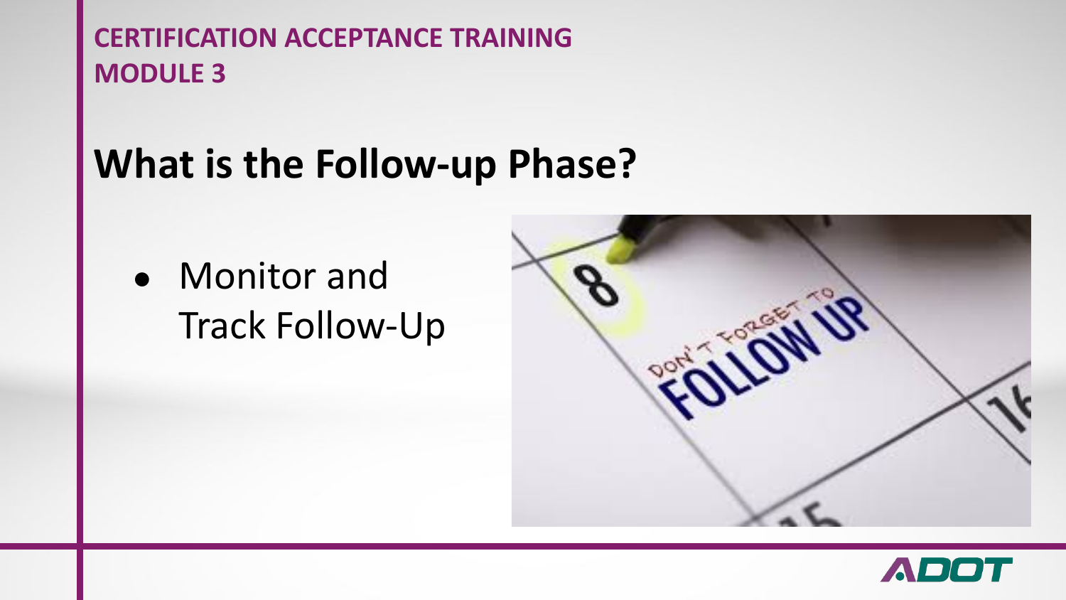CERTIFICATION ACCEPTANCE TRAINING
MODULE 3

# What is the Follow-up Phase?

- Monitor and Track Follow-Up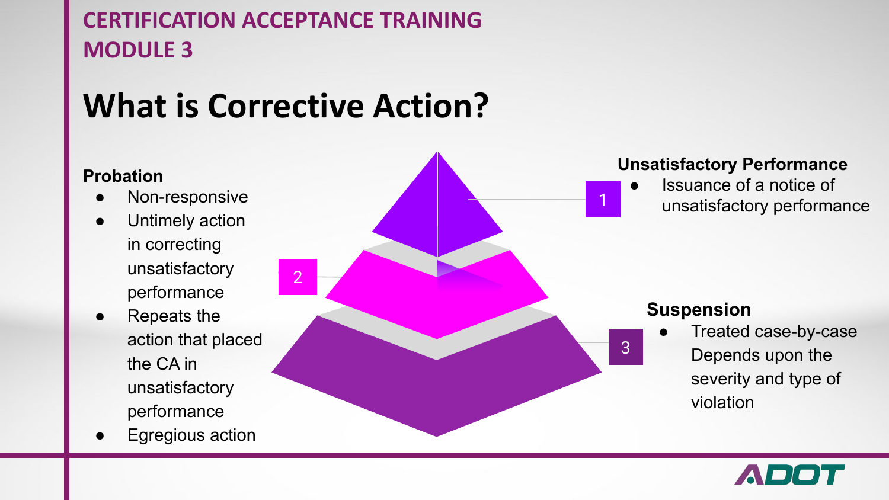# CERTIFICATION ACCEPTANCE TRAINING MODULE 3

## What is Corrective Action?

**Unsatisfactory Performance** (1)

- Issuance of a notice of unsatisfactory performance

**Probation** (2)

- Non-responsive
- Untimely action in correcting unsatisfactory performance
- Repeats the action that placed the CA in unsatisfactory performance
- Egregious action

**Suspension** (3)

- Treated case-by-case Depends upon the severity and type of violation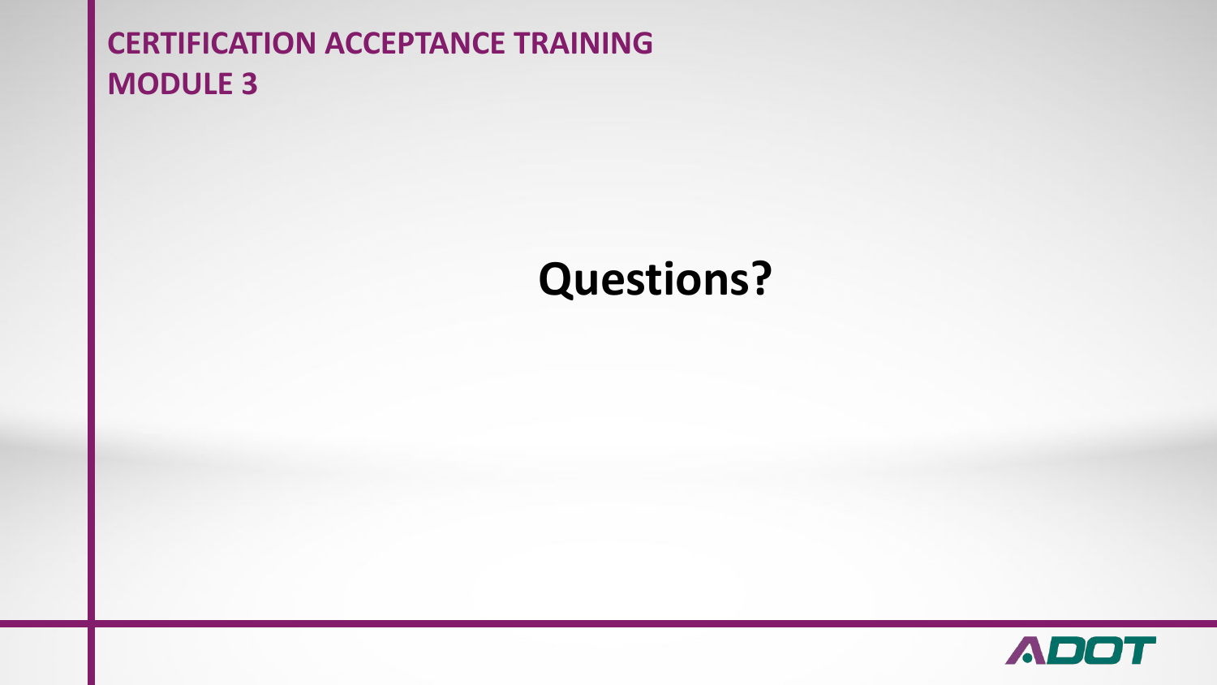# CERTIFICATION ACCEPTANCE TRAINING
# MODULE 3

## Questions?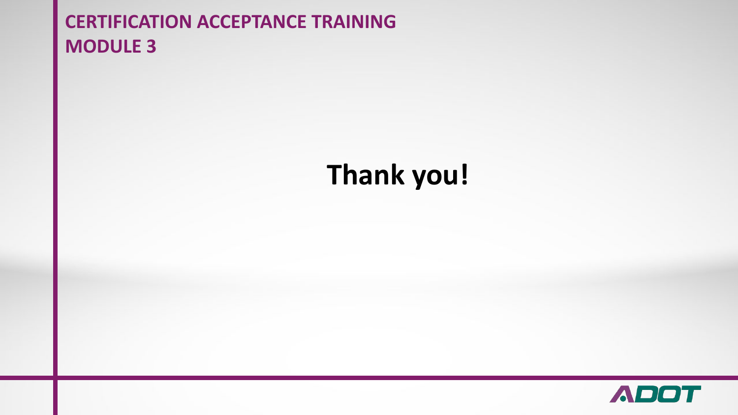**CERTIFICATION ACCEPTANCE TRAINING**
**MODULE 3**

# Thank you!

ADOT